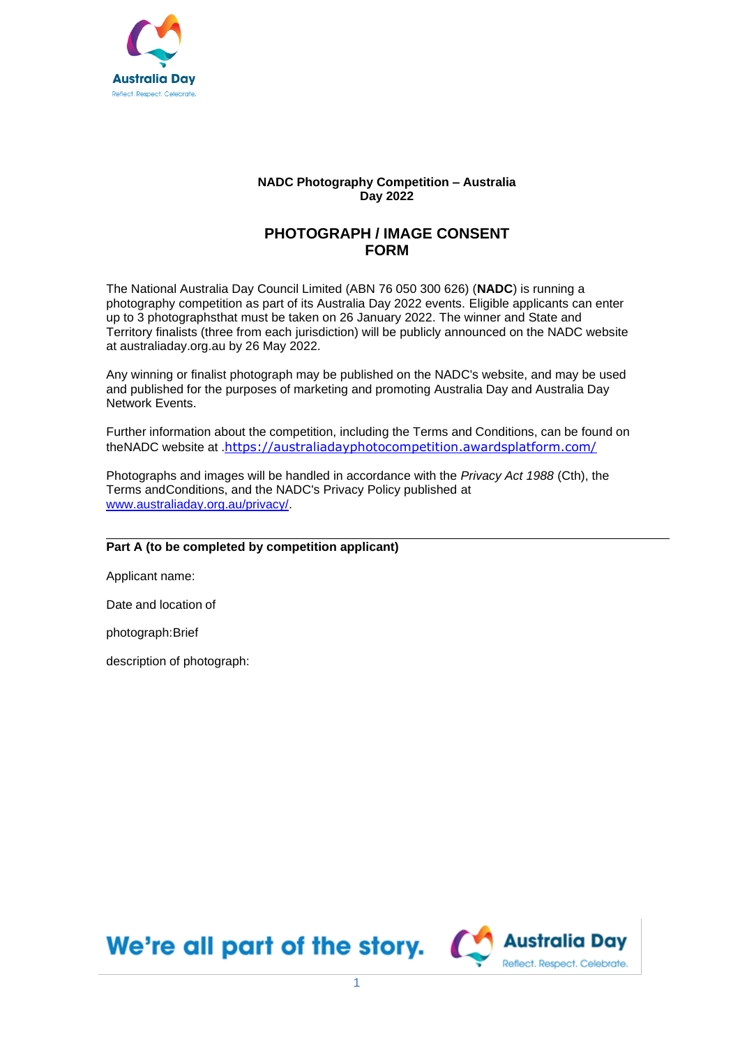**NADC Photography Competition – Australia Day 2022**

# PHOTOGRAPH / IMAGE CONSENT FORM

The National Australia Day Council Limited (ABN 76 050 300 626) (**NADC**) is running a photography competition as part of its Australia Day 2022 events. Eligible applicants can enter up to 3 photographsthat must be taken on 26 January 2022. The winner and State and Territory finalists (three from each jurisdiction) will be publicly announced on the NADC website at australiaday.org.au by 26 May 2022.

Any winning or finalist photograph may be published on the NADC's website, and may be used and published for the purposes of marketing and promoting Australia Day and Australia Day Network Events.

Further information about the competition, including the Terms and Conditions, can be found on theNADC website at .https://australiadayphotocompetition.awardsplatform.com/

Photographs and images will be handled in accordance with the *Privacy Act 1988* (Cth), the Terms andConditions, and the NADC's Privacy Policy published at www.australiaday.org.au/privacy/.

---

**Part A (to be completed by competition applicant)**

Applicant name:

Date and location of

photograph:Brief

description of photograph: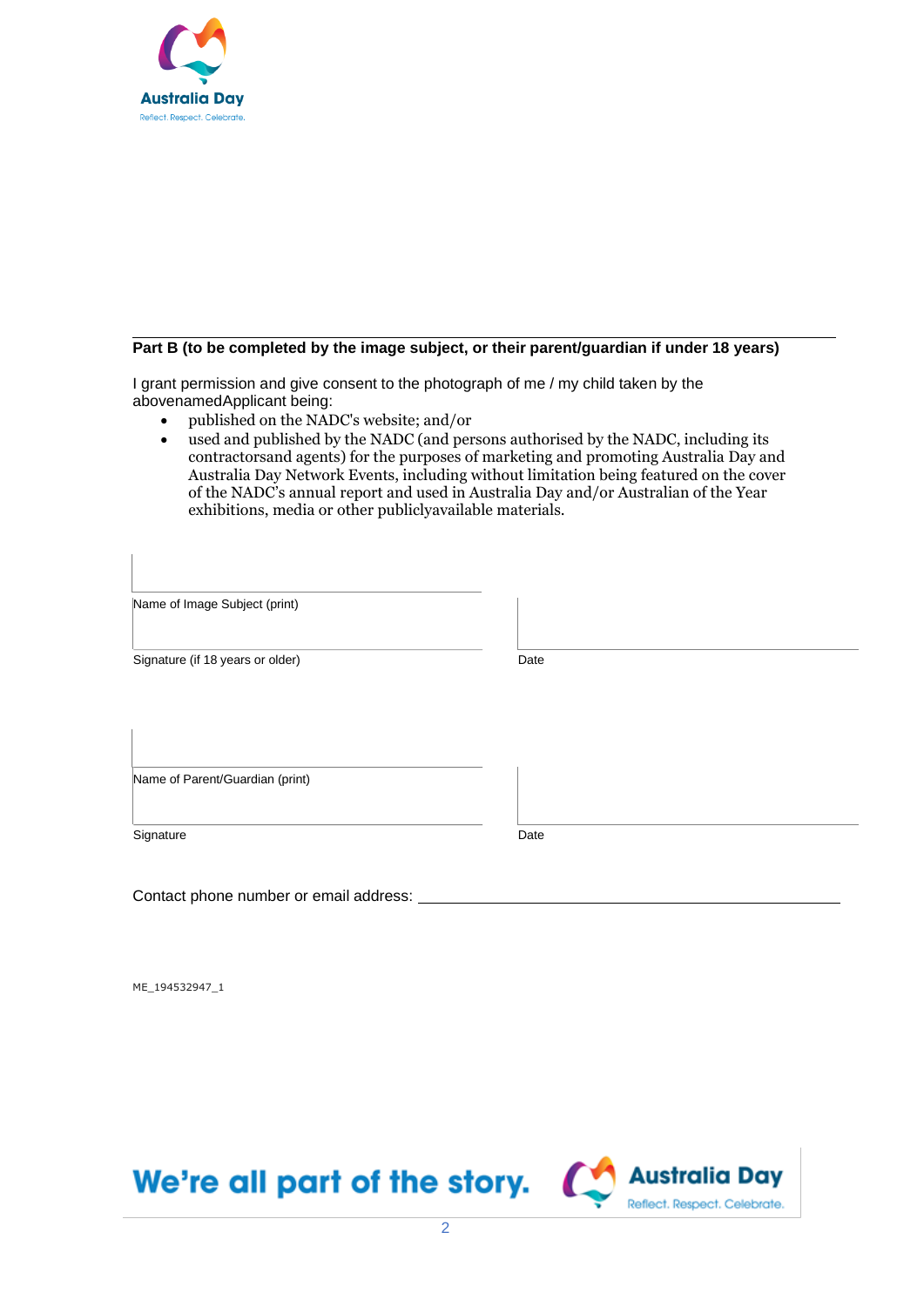**Part B (to be completed by the image subject, or their parent/guardian if under 18 years)**

I grant permission and give consent to the photograph of me / my child taken by the abovenamedApplicant being:

- published on the NADC's website; and/or
- used and published by the NADC (and persons authorised by the NADC, including its contractorsand agents) for the purposes of marketing and promoting Australia Day and Australia Day Network Events, including without limitation being featured on the cover of the NADC's annual report and used in Australia Day and/or Australian of the Year exhibitions, media or other publiclyavailable materials.

Name of Image Subject (print)

Signature (if 18 years or older) | Date

Name of Parent/Guardian (print)

Signature | Date

Contact phone number or email address: ____________________________________________

ME_194532947_1

We're all part of the story.